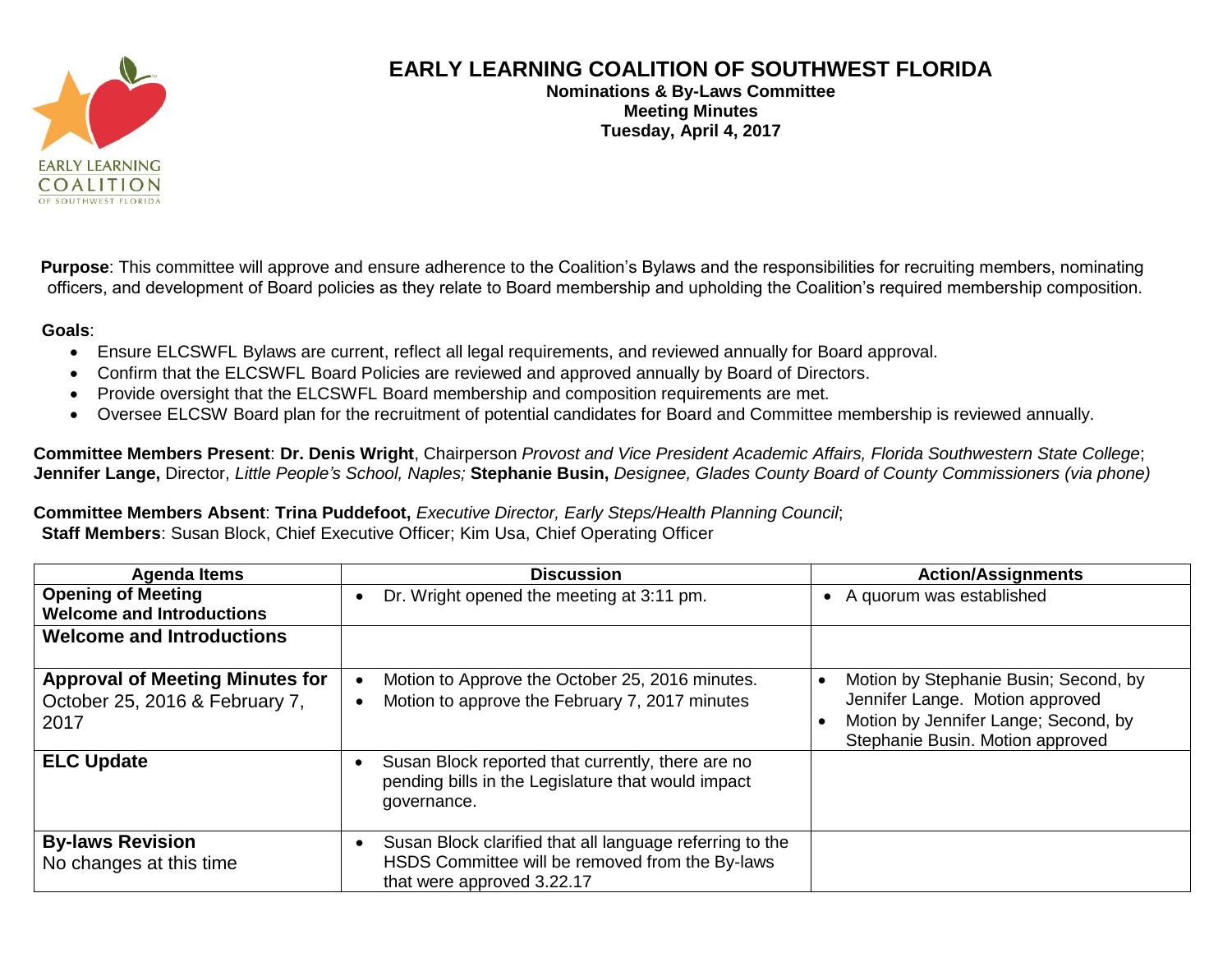# EARLY LEARNING COALITION OF SOUTHWEST FLORIDA

**Nominations & By-Laws Committee**
**Meeting Minutes**
**Tuesday, April 4, 2017**

**Purpose**: This committee will approve and ensure adherence to the Coalition's Bylaws and the responsibilities for recruiting members, nominating officers, and development of Board policies as they relate to Board membership and upholding the Coalition's required membership composition.

**Goals**:

- Ensure ELCSWFL Bylaws are current, reflect all legal requirements, and reviewed annually for Board approval.
- Confirm that the ELCSWFL Board Policies are reviewed and approved annually by Board of Directors.
- Provide oversight that the ELCSWFL Board membership and composition requirements are met.
- Oversee ELCSW Board plan for the recruitment of potential candidates for Board and Committee membership is reviewed annually.

**Committee Members Present**: **Dr. Denis Wright**, Chairperson *Provost and Vice President Academic Affairs, Florida Southwestern State College*; **Jennifer Lange,** Director, *Little People's School, Naples;* **Stephanie Busin,** *Designee, Glades County Board of County Commissioners (via phone)*

**Committee Members Absent**: **Trina Puddefoot,** *Executive Director, Early Steps/Health Planning Council*;
**Staff Members**: Susan Block, Chief Executive Officer; Kim Usa, Chief Operating Officer

| Agenda Items | Discussion | Action/Assignments |
|---|---|---|
| **Opening of Meeting**<br>**Welcome and Introductions** | • Dr. Wright opened the meeting at 3:11 pm. | • A quorum was established |
| **Welcome and Introductions** | | |
| **Approval of Meeting Minutes for** October 25, 2016 & February 7, 2017 | • Motion to Approve the October 25, 2016 minutes.<br>• Motion to approve the February 7, 2017 minutes | • Motion by Stephanie Busin; Second, by Jennifer Lange. Motion approved<br>• Motion by Jennifer Lange; Second, by Stephanie Busin. Motion approved |
| **ELC Update** | • Susan Block reported that currently, there are no pending bills in the Legislature that would impact governance. | |
| **By-laws Revision**<br>No changes at this time | • Susan Block clarified that all language referring to the HSDS Committee will be removed from the By-laws that were approved 3.22.17 | |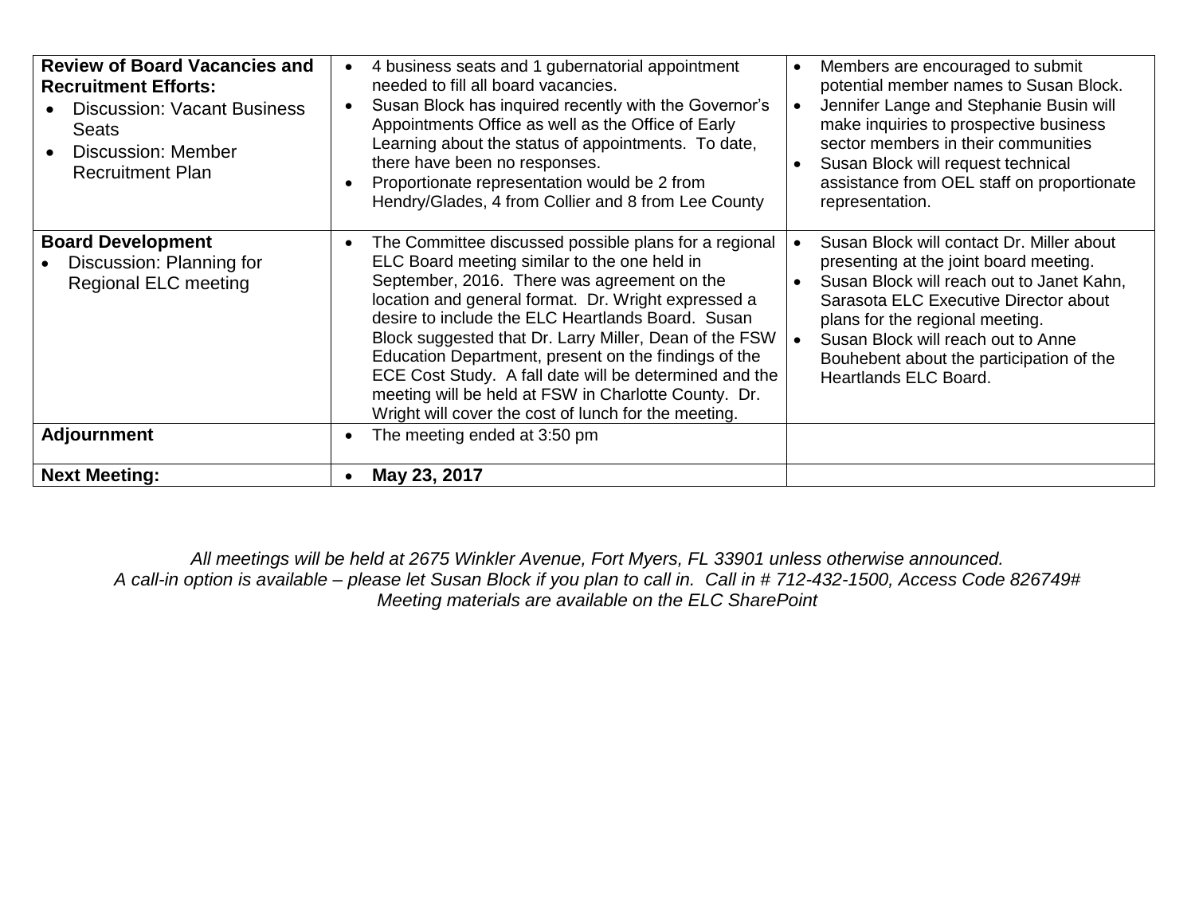| | | |
|---|---|---|
| **Review of Board Vacancies and Recruitment Efforts:**<br>• Discussion: Vacant Business Seats<br>• Discussion: Member Recruitment Plan | • 4 business seats and 1 gubernatorial appointment needed to fill all board vacancies.<br>• Susan Block has inquired recently with the Governor's Appointments Office as well as the Office of Early Learning about the status of appointments. To date, there have been no responses.<br>• Proportionate representation would be 2 from Hendry/Glades, 4 from Collier and 8 from Lee County | • Members are encouraged to submit potential member names to Susan Block.<br>• Jennifer Lange and Stephanie Busin will make inquiries to prospective business sector members in their communities<br>• Susan Block will request technical assistance from OEL staff on proportionate representation. |
| **Board Development**<br>• Discussion: Planning for Regional ELC meeting | • The Committee discussed possible plans for a regional ELC Board meeting similar to the one held in September, 2016. There was agreement on the location and general format. Dr. Wright expressed a desire to include the ELC Heartlands Board. Susan Block suggested that Dr. Larry Miller, Dean of the FSW Education Department, present on the findings of the ECE Cost Study. A fall date will be determined and the meeting will be held at FSW in Charlotte County. Dr. Wright will cover the cost of lunch for the meeting. | • Susan Block will contact Dr. Miller about presenting at the joint board meeting.<br>• Susan Block will reach out to Janet Kahn, Sarasota ELC Executive Director about plans for the regional meeting.<br>• Susan Block will reach out to Anne Bouhebent about the participation of the Heartlands ELC Board. |
| **Adjournment** | • The meeting ended at 3:50 pm | |
| **Next Meeting:** | • **May 23, 2017** | |

*All meetings will be held at 2675 Winkler Avenue, Fort Myers, FL 33901 unless otherwise announced.*
*A call-in option is available – please let Susan Block if you plan to call in. Call in # 712-432-1500, Access Code 826749#*
*Meeting materials are available on the ELC SharePoint*